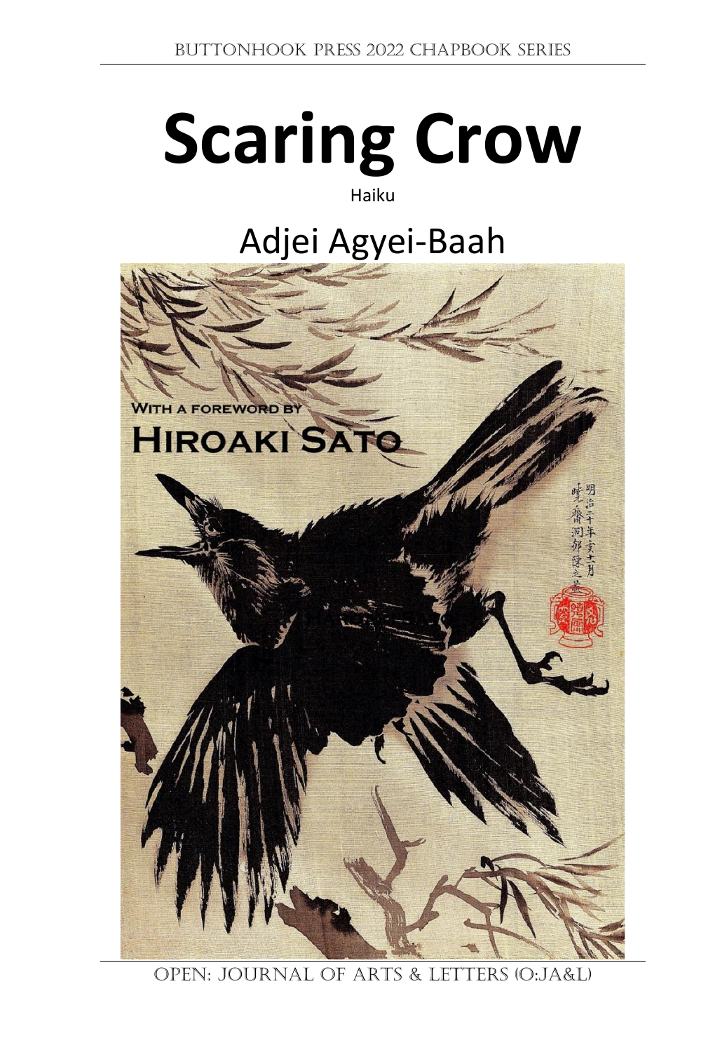Buttonhook Press 2022 Chapbook Series

# Scaring Crow

Haiku

## Adjei Agyei-Baah

With a foreword by

Hiroaki Sato

Open: Journal of Arts & Letters (O:JA&L)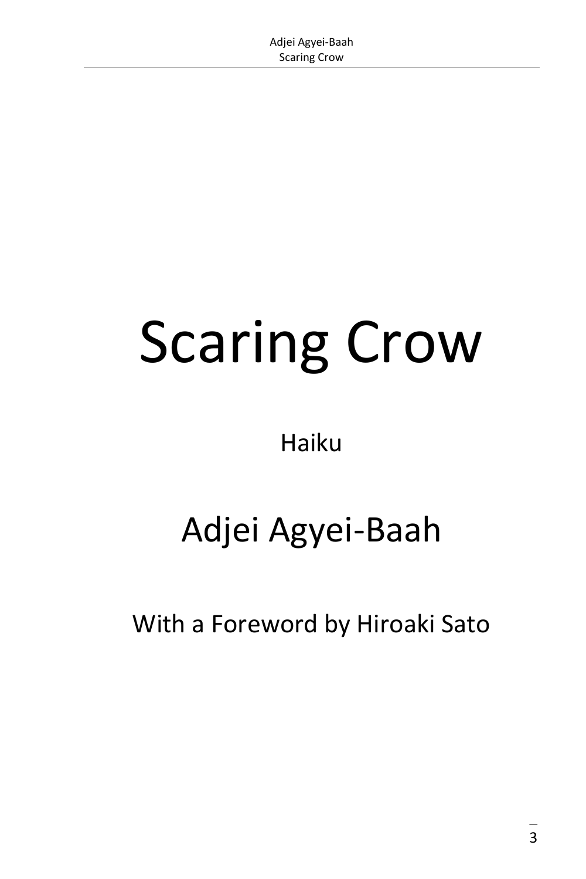# Scaring Crow

Haiku

## Adjei Agyei-Baah

With a Foreword by Hiroaki Sato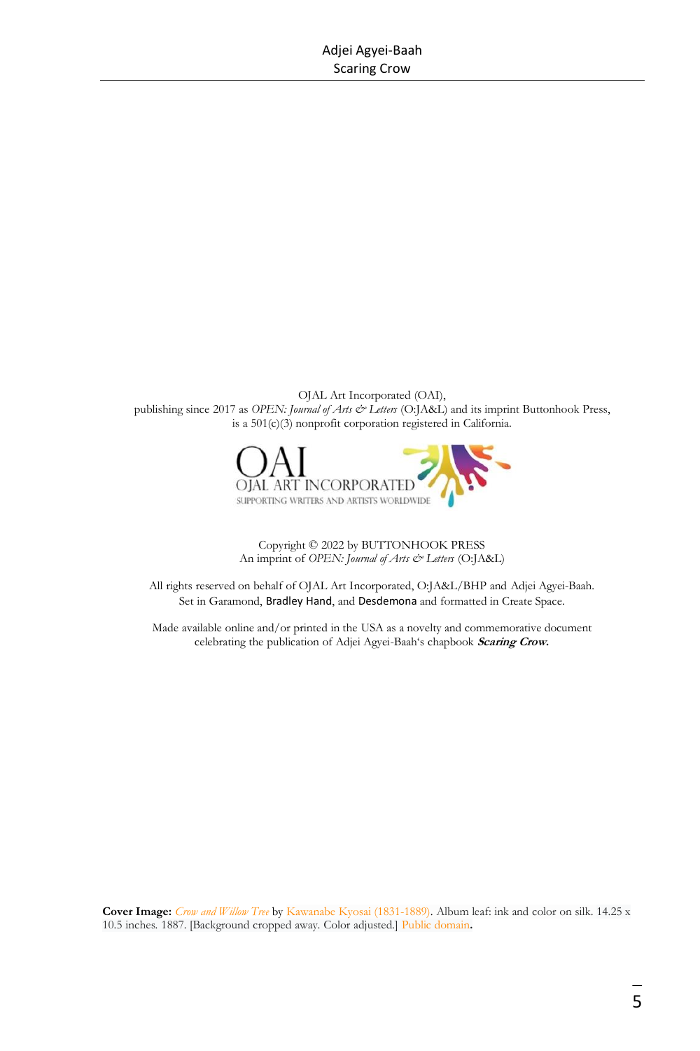OJAL Art Incorporated (OAI),
publishing since 2017 as *OPEN: Journal of Arts & Letters* (O:JA&L) and its imprint Buttonhook Press,
is a 501(c)(3) nonprofit corporation registered in California.

OAI
OJAL ART INCORPORATED
SUPPORTING WRITERS AND ARTISTS WORLDWIDE

Copyright © 2022 by BUTTONHOOK PRESS
An imprint of *OPEN: Journal of Arts & Letters* (O:JA&L)

All rights reserved on behalf of OJAL Art Incorporated, O:JA&L/BHP and Adjei Agyei-Baah.
Set in Garamond, Bradley Hand, and Desdemona and formatted in Create Space.

Made available online and/or printed in the USA as a novelty and commemorative document
celebrating the publication of Adjei Agyei-Baah's chapbook ***Scaring Crow.***

**Cover Image:** *Crow and Willow Tree* by Kawanabe Kyosai (1831-1889). Album leaf: ink and color on silk. 14.25 x 10.5 inches. 1887. [Background cropped away. Color adjusted.] Public domain**.**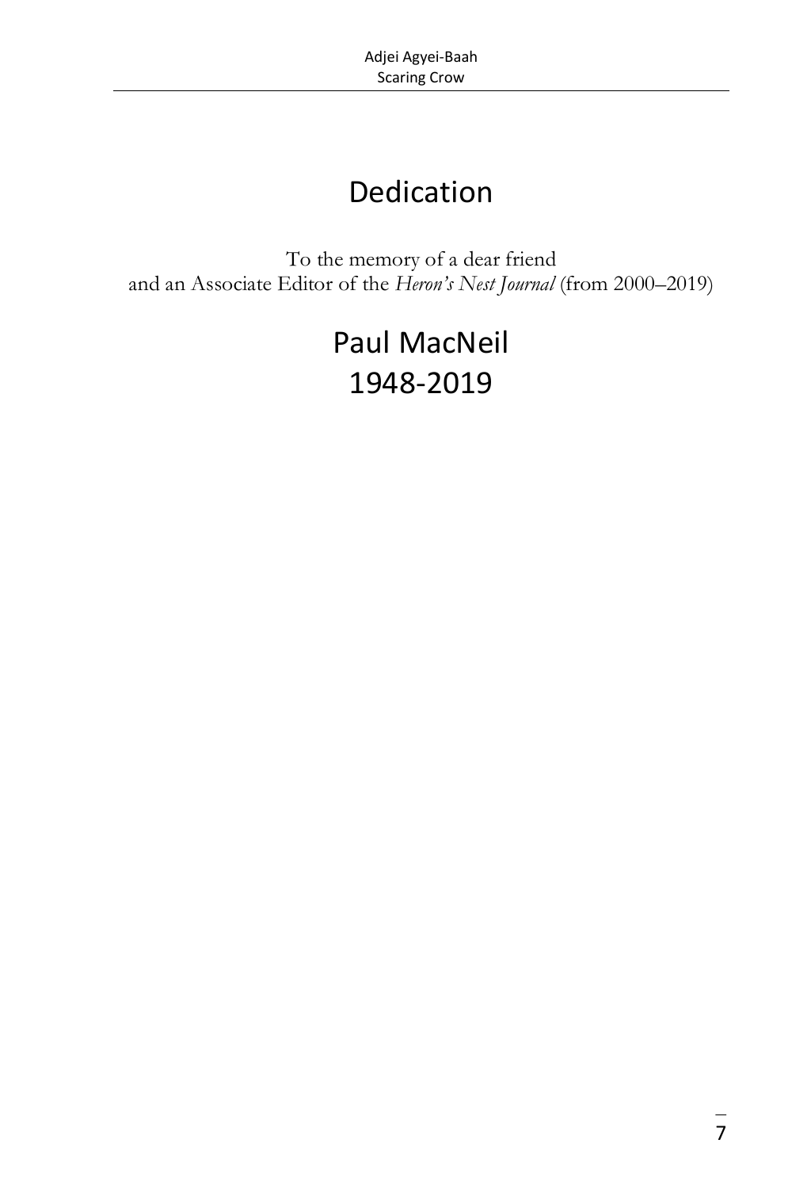# Dedication

To the memory of a dear friend
and an Associate Editor of the *Heron's Nest Journal* (from 2000–2019)

## Paul MacNeil
## 1948-2019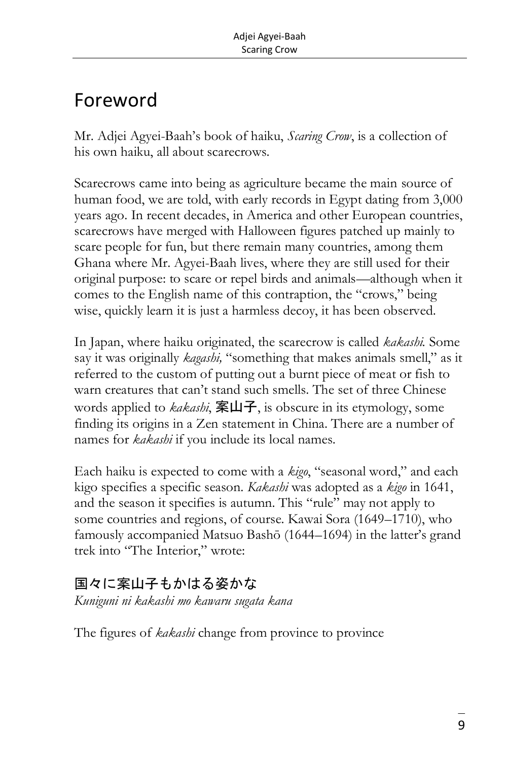# Foreword

Mr. Adjei Agyei-Baah's book of haiku, *Scaring Crow*, is a collection of his own haiku, all about scarecrows.

Scarecrows came into being as agriculture became the main source of human food, we are told, with early records in Egypt dating from 3,000 years ago. In recent decades, in America and other European countries, scarecrows have merged with Halloween figures patched up mainly to scare people for fun, but there remain many countries, among them Ghana where Mr. Agyei-Baah lives, where they are still used for their original purpose: to scare or repel birds and animals—although when it comes to the English name of this contraption, the "crows," being wise, quickly learn it is just a harmless decoy, it has been observed.

In Japan, where haiku originated, the scarecrow is called *kakashi.* Some say it was originally *kagashi,* "something that makes animals smell," as it referred to the custom of putting out a burnt piece of meat or fish to warn creatures that can't stand such smells. The set of three Chinese words applied to *kakashi*, 案山子, is obscure in its etymology, some finding its origins in a Zen statement in China. There are a number of names for *kakashi* if you include its local names.

Each haiku is expected to come with a *kigo*, "seasonal word," and each kigo specifies a specific season. *Kakashi* was adopted as a *kigo* in 1641, and the season it specifies is autumn. This "rule" may not apply to some countries and regions, of course. Kawai Sora (1649–1710), who famously accompanied Matsuo Bashō (1644–1694) in the latter's grand trek into "The Interior," wrote:

国々に案山子もかはる姿かな
*Kuniguni ni kakashi mo kawaru sugata kana*

The figures of *kakashi* change from province to province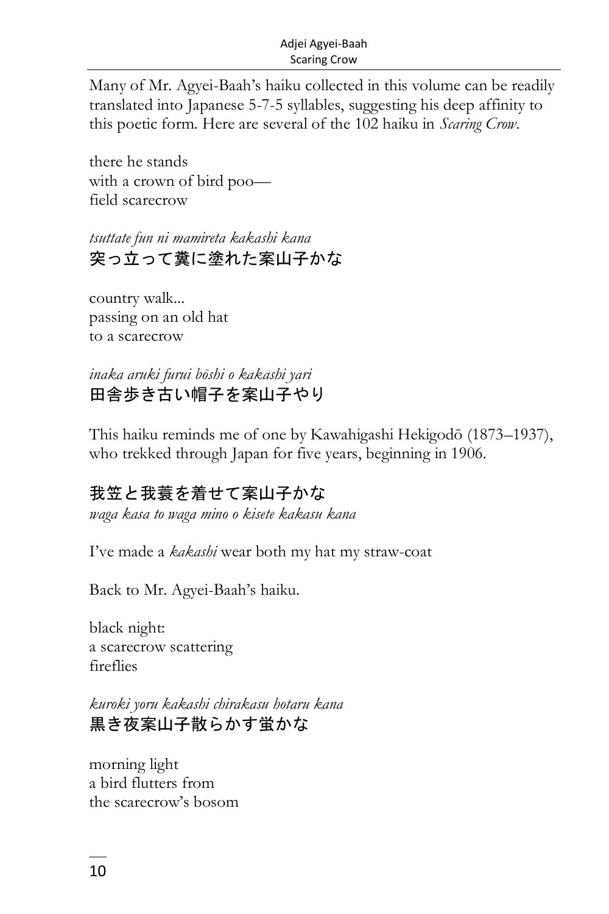Many of Mr. Agyei-Baah's haiku collected in this volume can be readily translated into Japanese 5-7-5 syllables, suggesting his deep affinity to this poetic form. Here are several of the 102 haiku in *Scaring Crow*.

there he stands  
with a crown of bird poo—  
field scarecrow

*tsuttate fun ni mamireta kakashi kana*  
突っ立って糞に塗れた案山子かな

country walk...  
passing on an old hat  
to a scarecrow

*inaka aruki furui bōshi o kakashi yari*  
田舎歩き古い帽子を案山子やり

This haiku reminds me of one by Kawahigashi Hekigodō (1873–1937), who trekked through Japan for five years, beginning in 1906.

我笠と我蓑を着せて案山子かな  
*waga kasa to waga mino o kisete kakasu kana*

I've made a *kakashi* wear both my hat my straw-coat

Back to Mr. Agyei-Baah's haiku.

black night:  
a scarecrow scattering  
fireflies

*kuroki yoru kakashi chirakasu hotaru kana*  
黒き夜案山子散らかす蛍かな

morning light  
a bird flutters from  
the scarecrow's bosom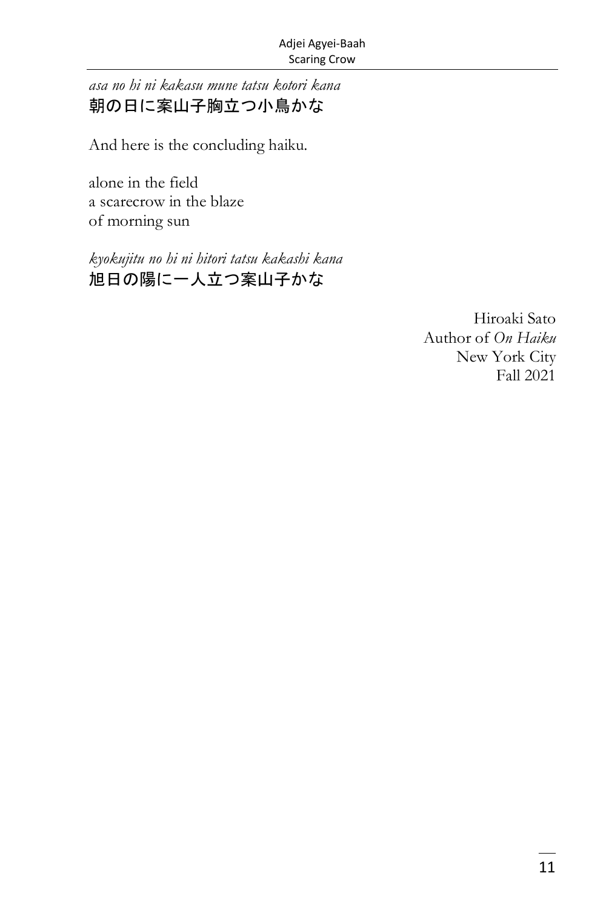*asa no hi ni kakasu mune tatsu kotori kana*
朝の日に案山子胸立つ小鳥かな

And here is the concluding haiku.

alone in the field
a scarecrow in the blaze
of morning sun

*kyokujitu no hi ni hitori tatsu kakashi kana*
旭日の陽に一人立つ案山子かな

Hiroaki Sato
Author of *On Haiku*
New York City
Fall 2021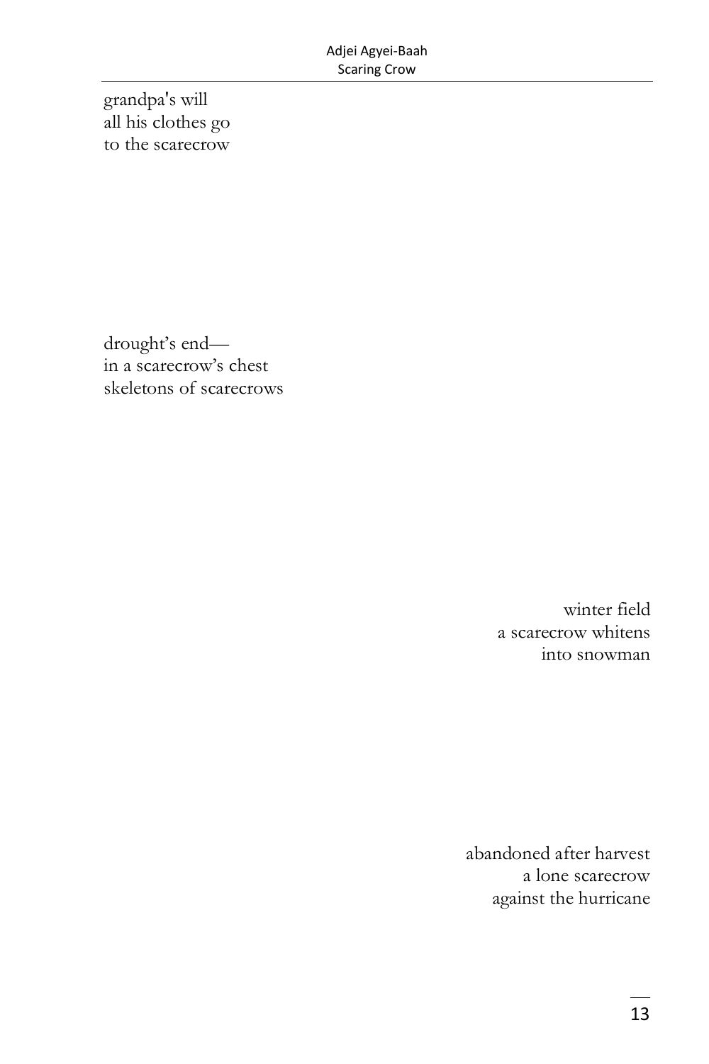grandpa's will
all his clothes go
to the scarecrow

drought's end—
in a scarecrow's chest
skeletons of scarecrows

winter field
a scarecrow whitens
into snowman

abandoned after harvest
a lone scarecrow
against the hurricane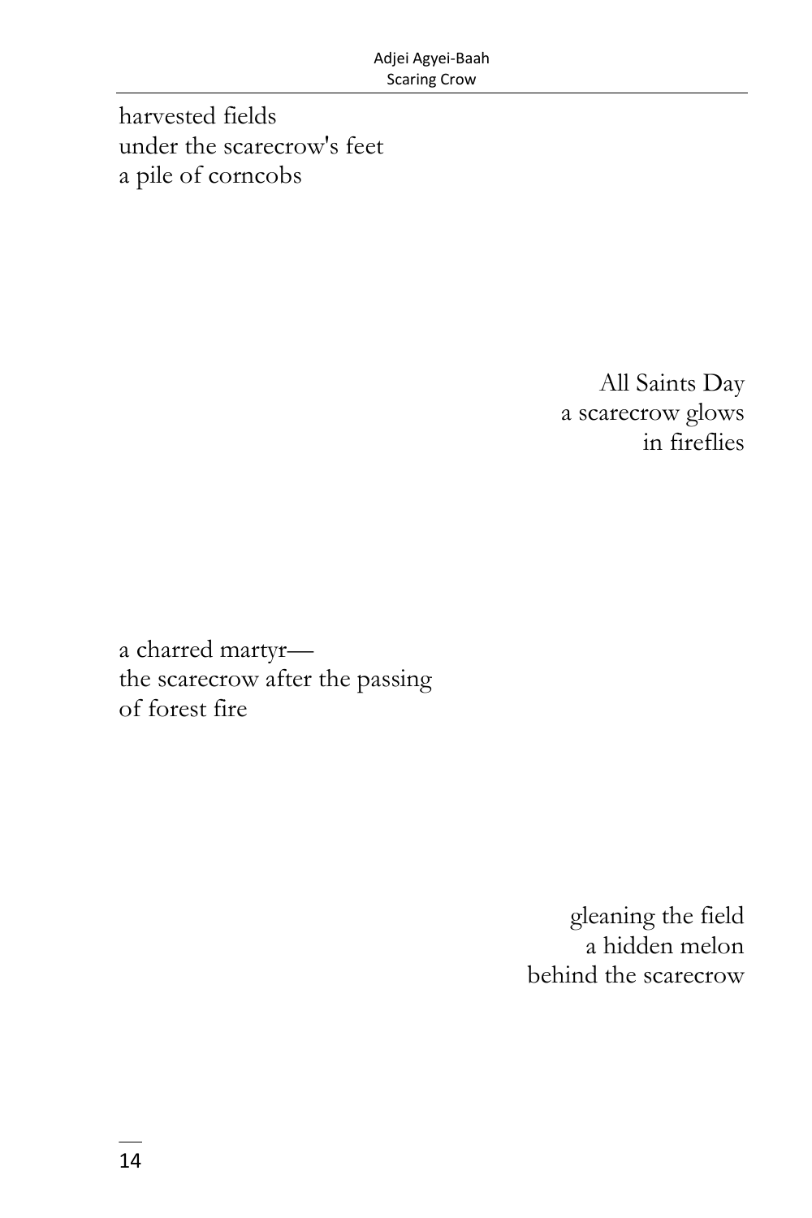harvested fields
under the scarecrow's feet
a pile of corncobs

All Saints Day
a scarecrow glows
in fireflies

a charred martyr—
the scarecrow after the passing
of forest fire

gleaning the field
a hidden melon
behind the scarecrow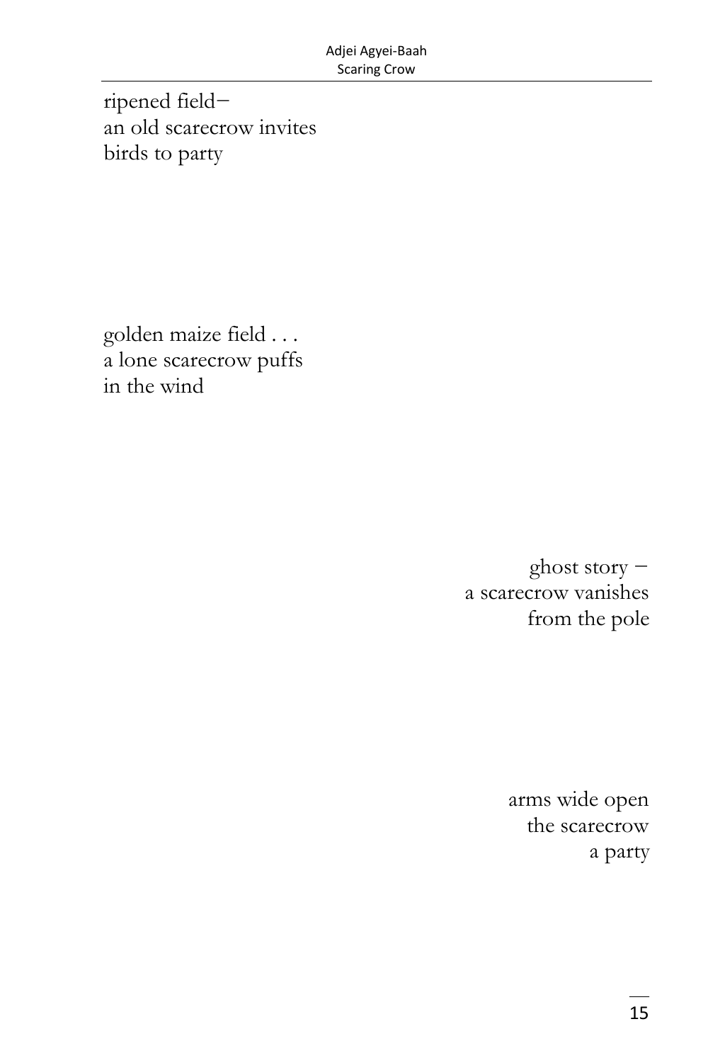ripened field–
an old scarecrow invites
birds to party

golden maize field . . .
a lone scarecrow puffs
in the wind

ghost story –
a scarecrow vanishes
from the pole

arms wide open
the scarecrow
a party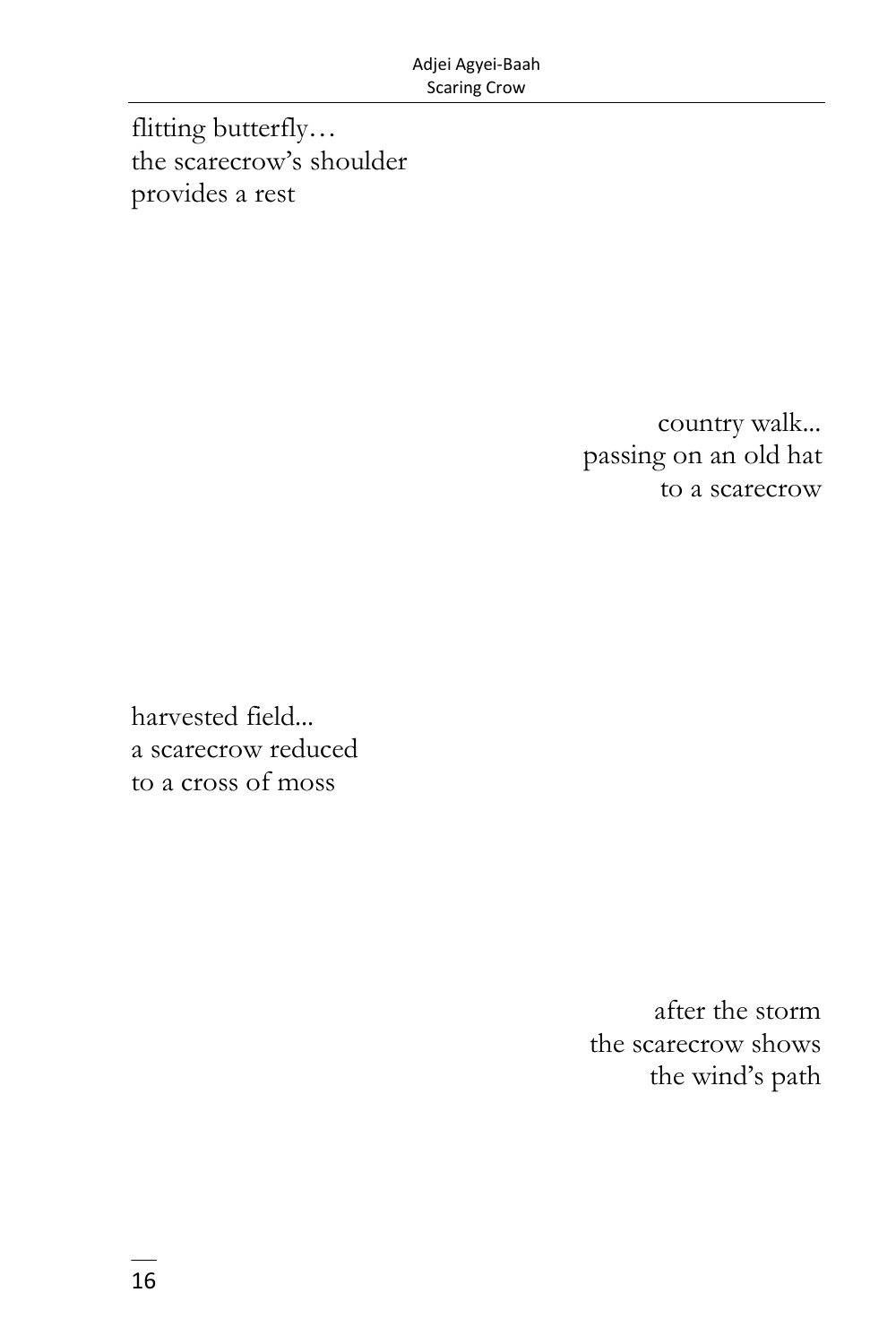flitting butterfly…
the scarecrow's shoulder
provides a rest

country walk...
passing on an old hat
to a scarecrow

harvested field...
a scarecrow reduced
to a cross of moss

after the storm
the scarecrow shows
the wind's path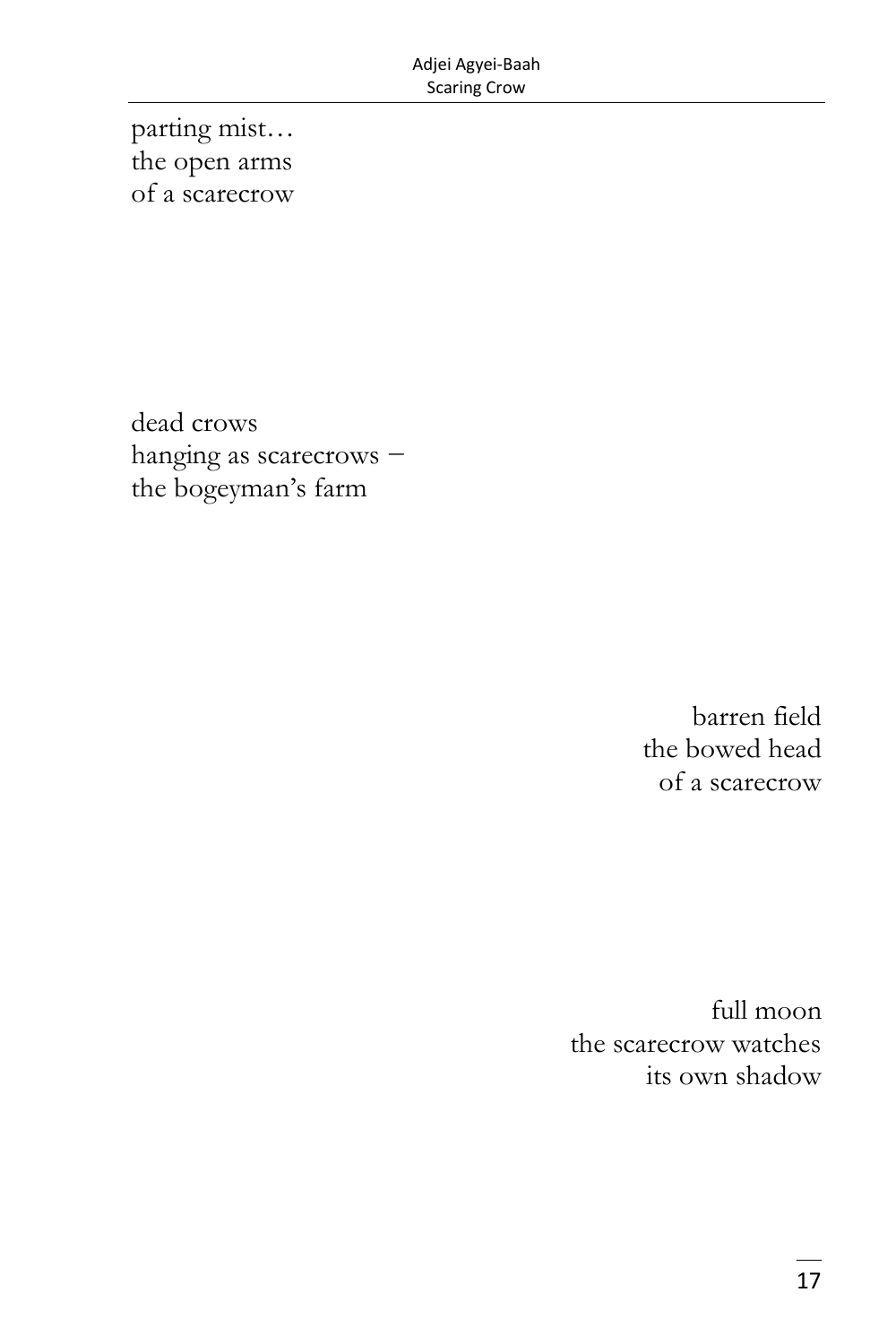parting mist…  
the open arms  
of a scarecrow

dead crows  
hanging as scarecrows –  
the bogeyman's farm

barren field  
the bowed head  
of a scarecrow

full moon  
the scarecrow watches  
its own shadow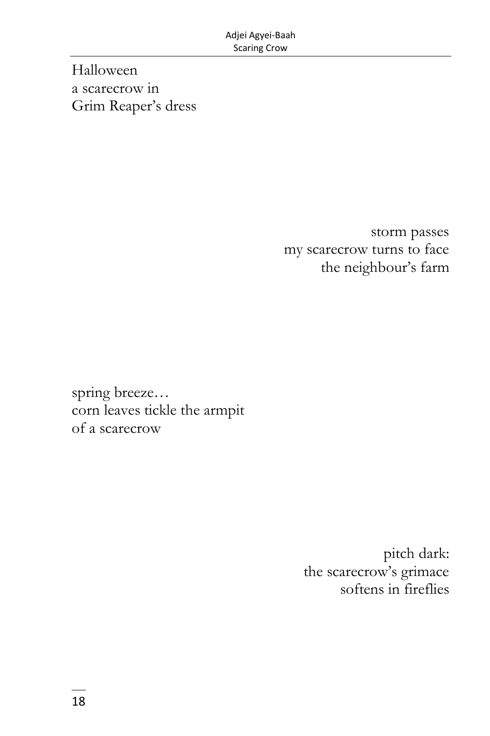Halloween
a scarecrow in
Grim Reaper's dress

storm passes
my scarecrow turns to face
the neighbour's farm

spring breeze…
corn leaves tickle the armpit
of a scarecrow

pitch dark:
the scarecrow's grimace
softens in fireflies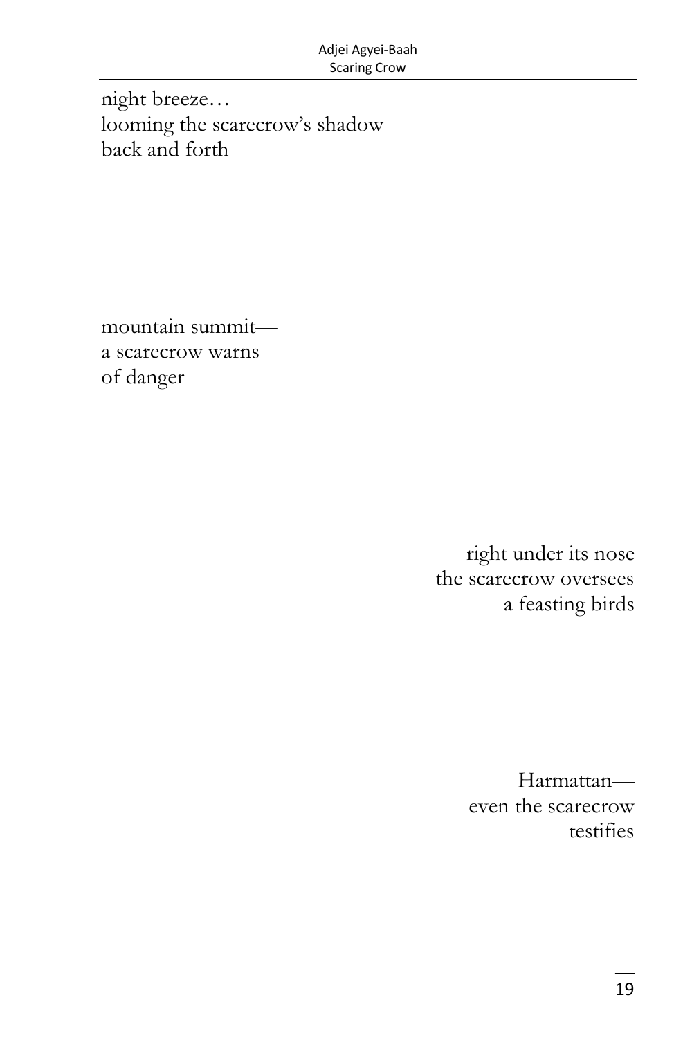night breeze…  
looming the scarecrow's shadow  
back and forth

mountain summit—  
a scarecrow warns  
of danger

right under its nose  
the scarecrow oversees  
a feasting birds

Harmattan—  
even the scarecrow  
testifies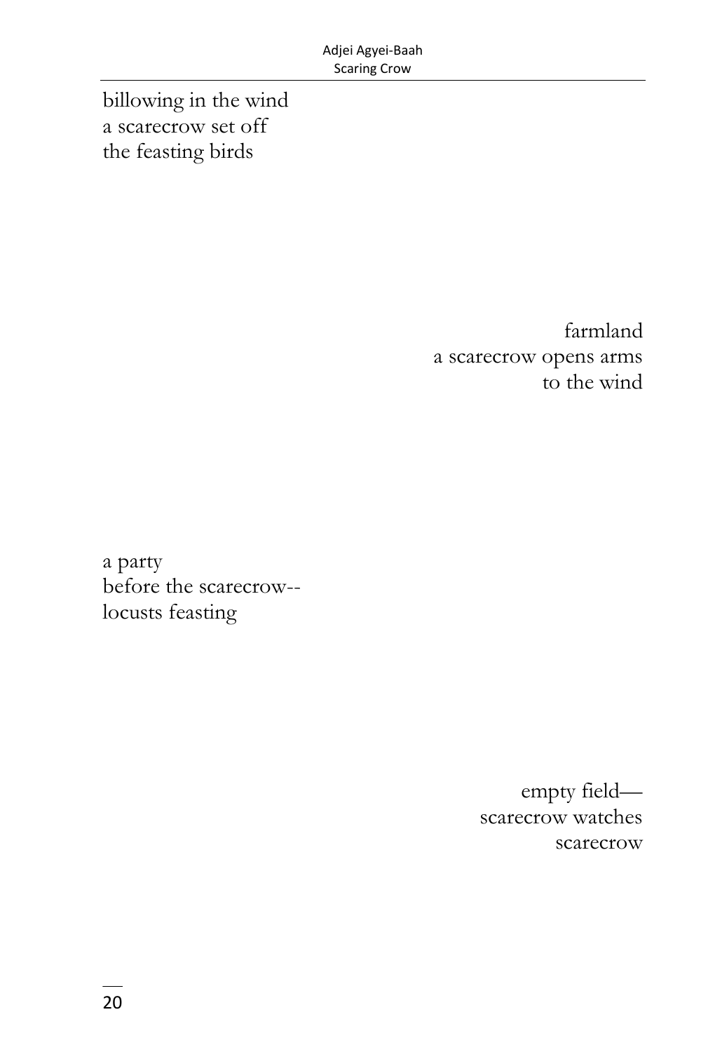billowing in the wind  
a scarecrow set off  
the feasting birds

farmland  
a scarecrow opens arms  
to the wind

a party  
before the scarecrow--  
locusts feasting

empty field—  
scarecrow watches  
scarecrow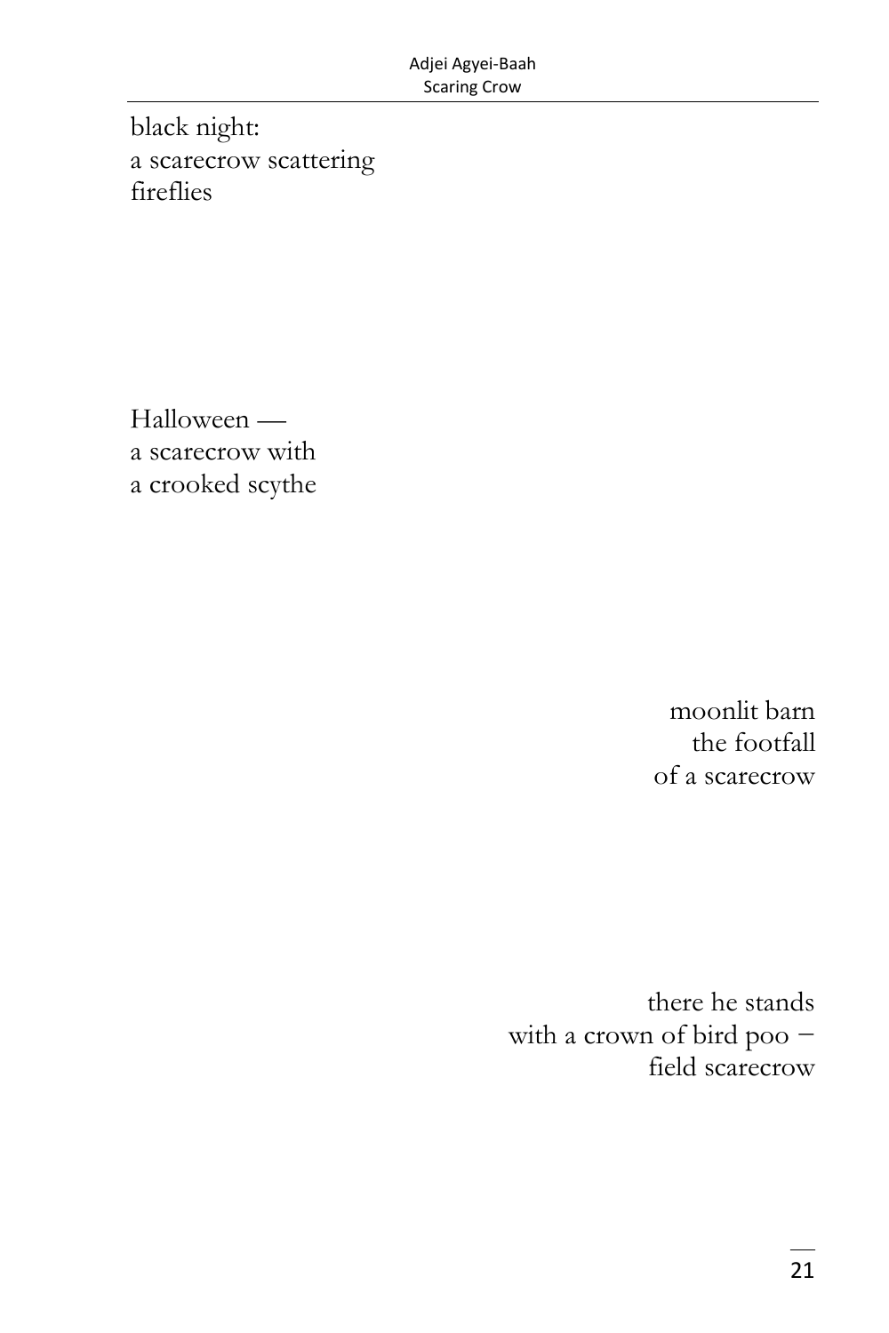black night:  
a scarecrow scattering  
fireflies

Halloween —  
a scarecrow with  
a crooked scythe

moonlit barn  
the footfall  
of a scarecrow

there he stands  
with a crown of bird poo −  
field scarecrow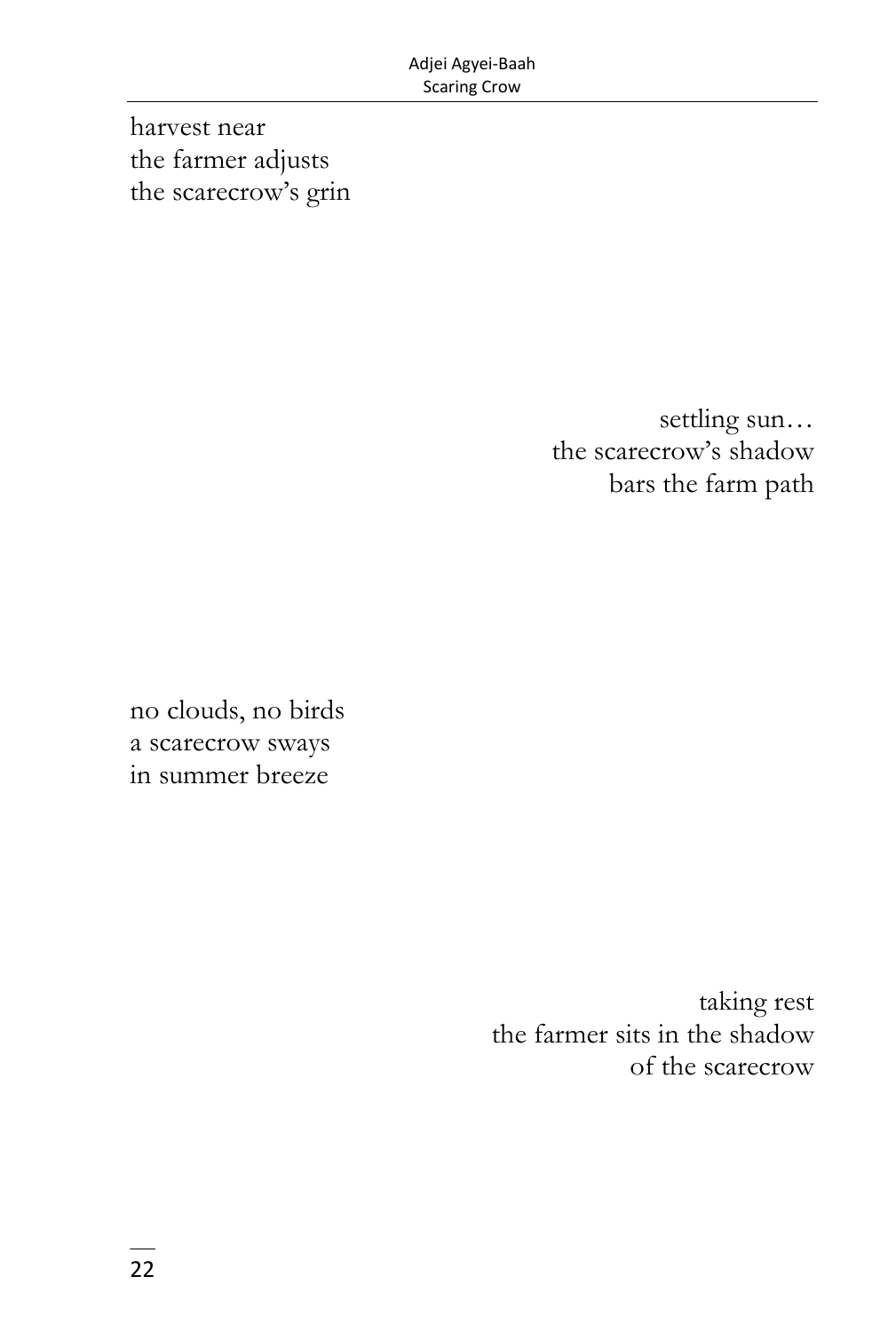harvest near  
the farmer adjusts  
the scarecrow's grin

settling sun…  
the scarecrow's shadow  
bars the farm path

no clouds, no birds  
a scarecrow sways  
in summer breeze

taking rest  
the farmer sits in the shadow  
of the scarecrow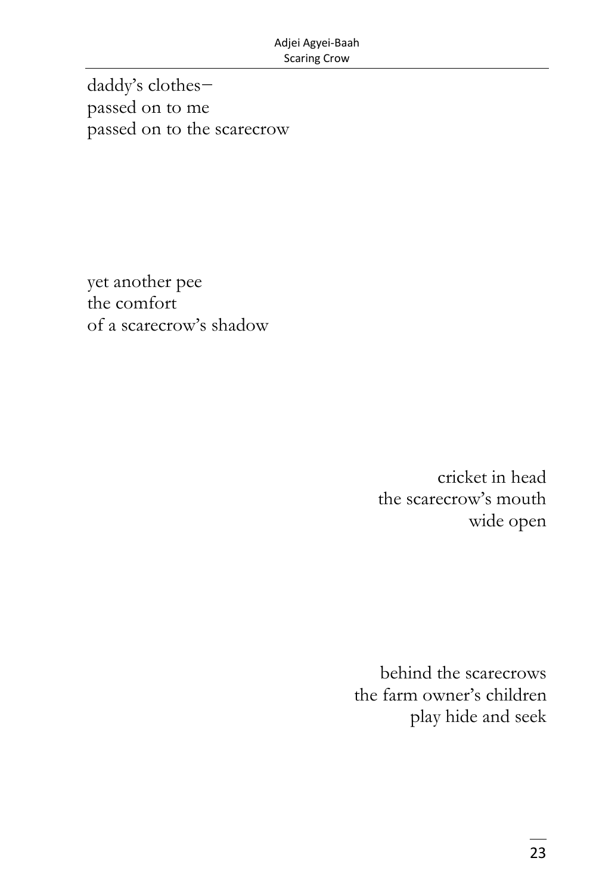daddy's clothes–  
passed on to me  
passed on to the scarecrow

yet another pee  
the comfort  
of a scarecrow's shadow

cricket in head  
the scarecrow's mouth  
wide open

behind the scarecrows  
the farm owner's children  
play hide and seek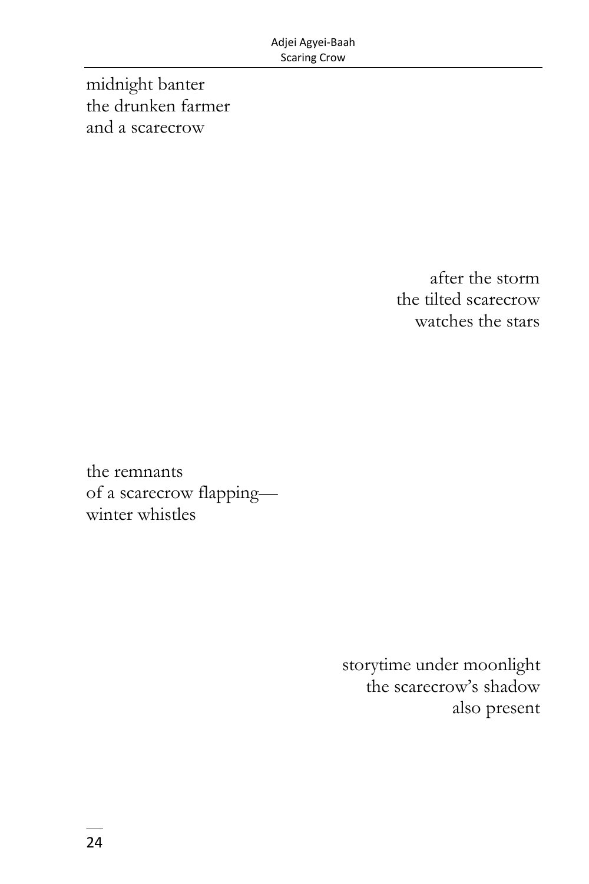midnight banter  
the drunken farmer  
and a scarecrow

after the storm  
the tilted scarecrow  
watches the stars

the remnants  
of a scarecrow flapping—  
winter whistles

storytime under moonlight  
the scarecrow's shadow  
also present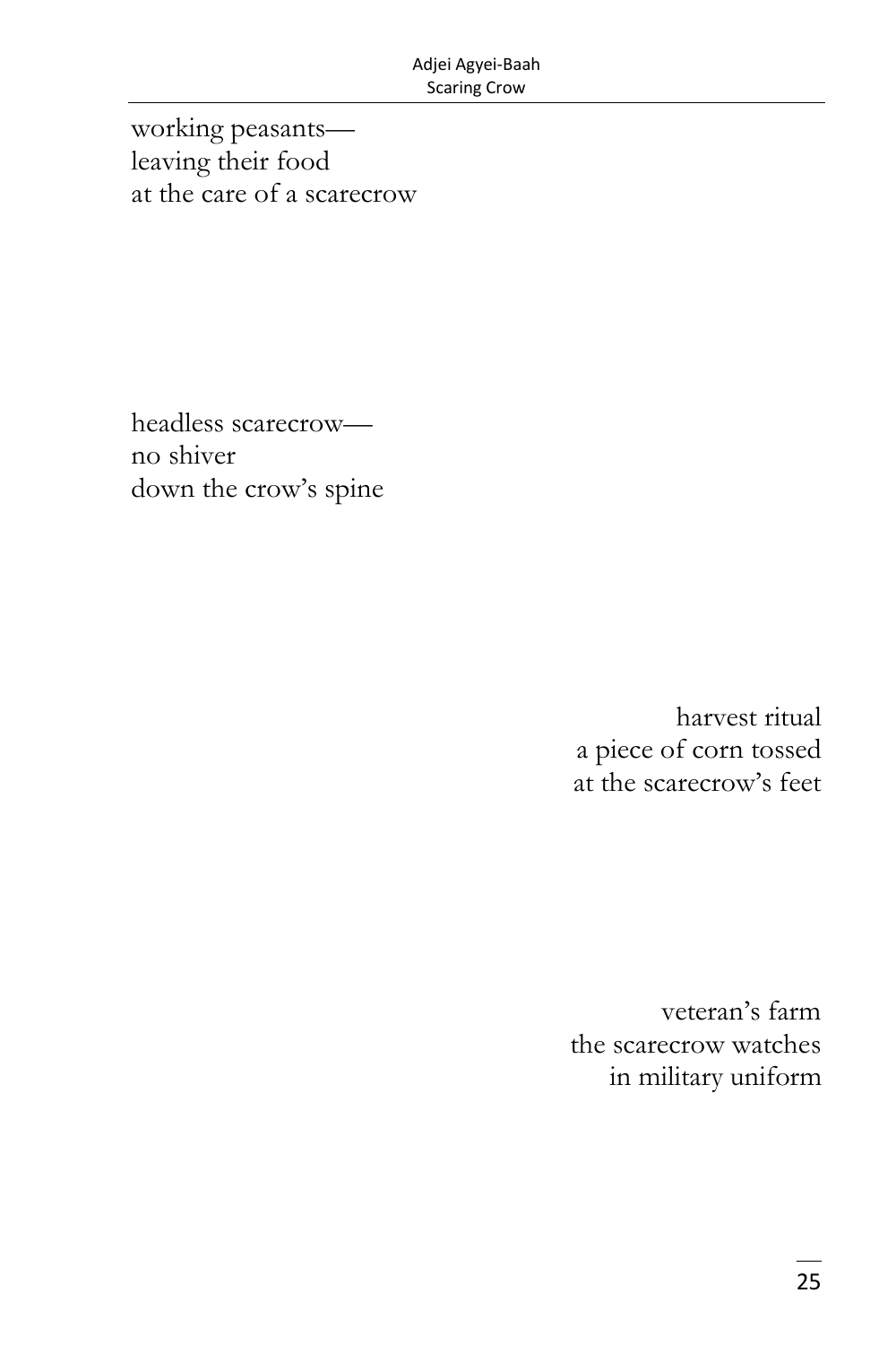working peasants—  
leaving their food  
at the care of a scarecrow

headless scarecrow—  
no shiver  
down the crow's spine

harvest ritual  
a piece of corn tossed  
at the scarecrow's feet

veteran's farm  
the scarecrow watches  
in military uniform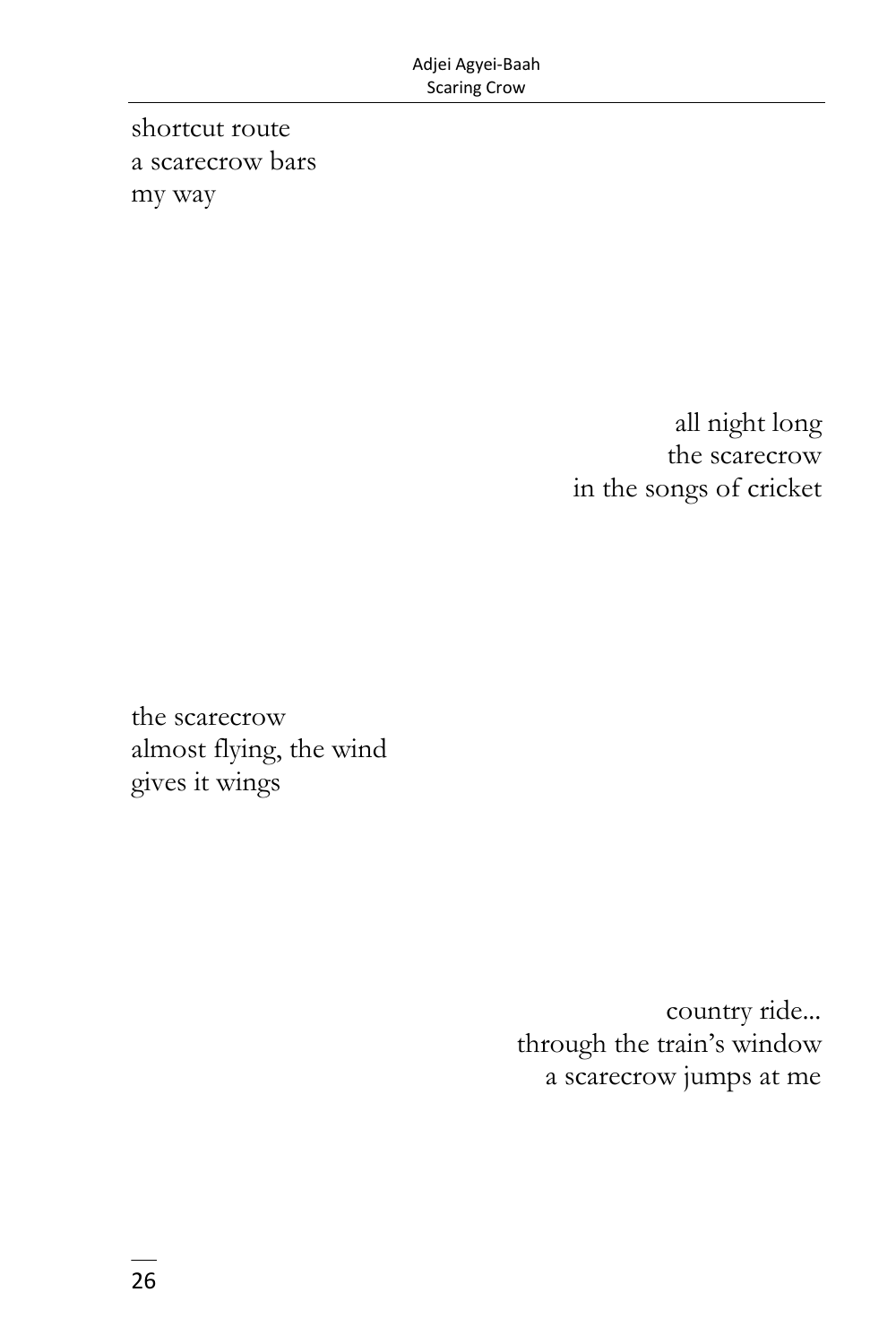shortcut route
a scarecrow bars
my way

all night long
the scarecrow
in the songs of cricket

the scarecrow
almost flying, the wind
gives it wings

country ride...
through the train's window
a scarecrow jumps at me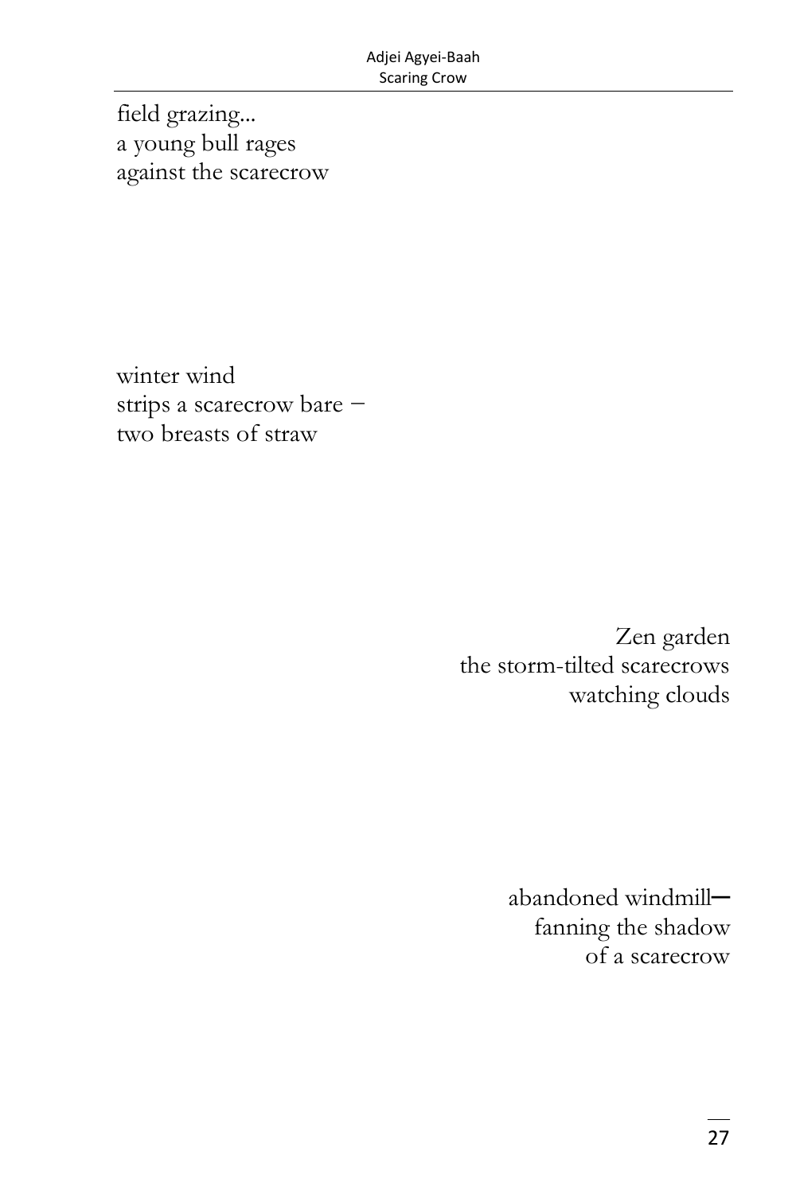field grazing...
a young bull rages
against the scarecrow

winter wind
strips a scarecrow bare –
two breasts of straw

Zen garden
the storm-tilted scarecrows
watching clouds

abandoned windmill—
fanning the shadow
of a scarecrow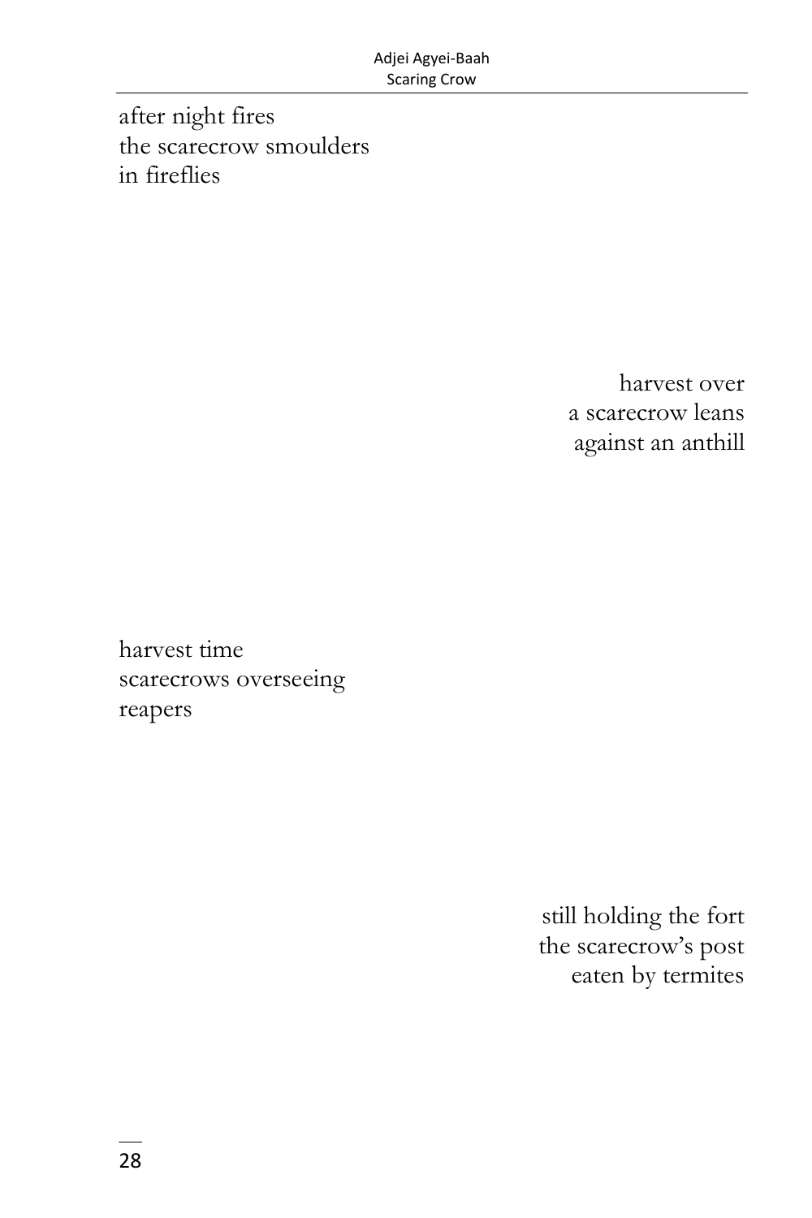after night fires  
the scarecrow smoulders  
in fireflies

harvest over  
a scarecrow leans  
against an anthill

harvest time  
scarecrows overseeing  
reapers

still holding the fort  
the scarecrow's post  
eaten by termites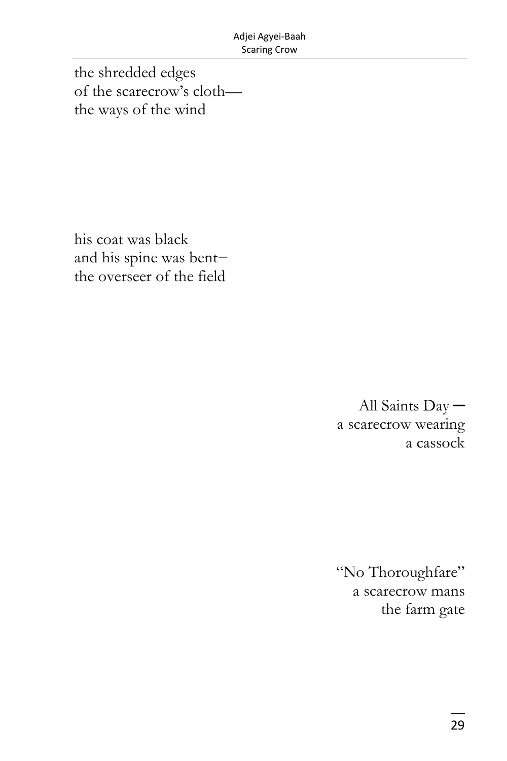the shredded edges  
of the scarecrow's cloth—  
the ways of the wind

his coat was black  
and his spine was bent–  
the overseer of the field

All Saints Day ─  
a scarecrow wearing  
a cassock

"No Thoroughfare"  
a scarecrow mans  
the farm gate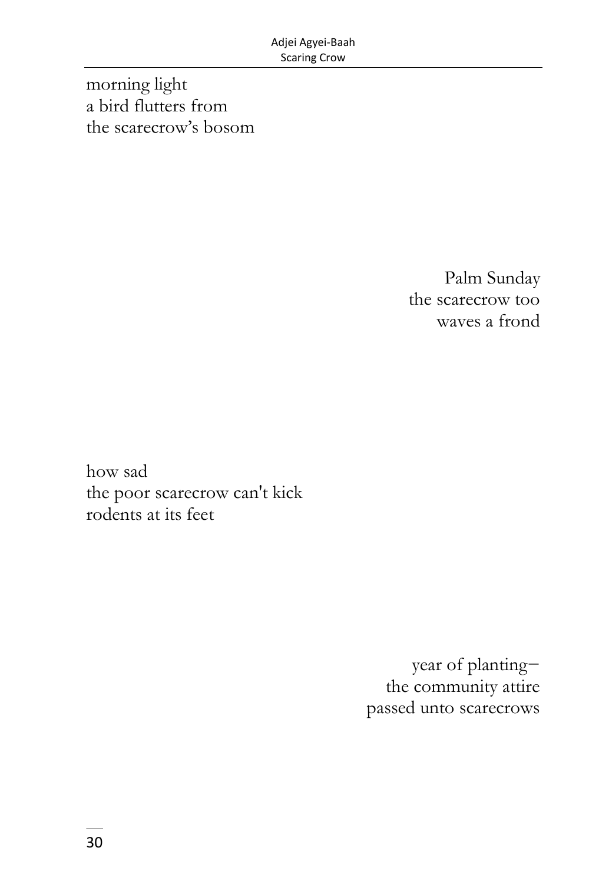morning light  
a bird flutters from  
the scarecrow's bosom

Palm Sunday  
the scarecrow too  
waves a frond

how sad  
the poor scarecrow can't kick  
rodents at its feet

year of planting–  
the community attire  
passed unto scarecrows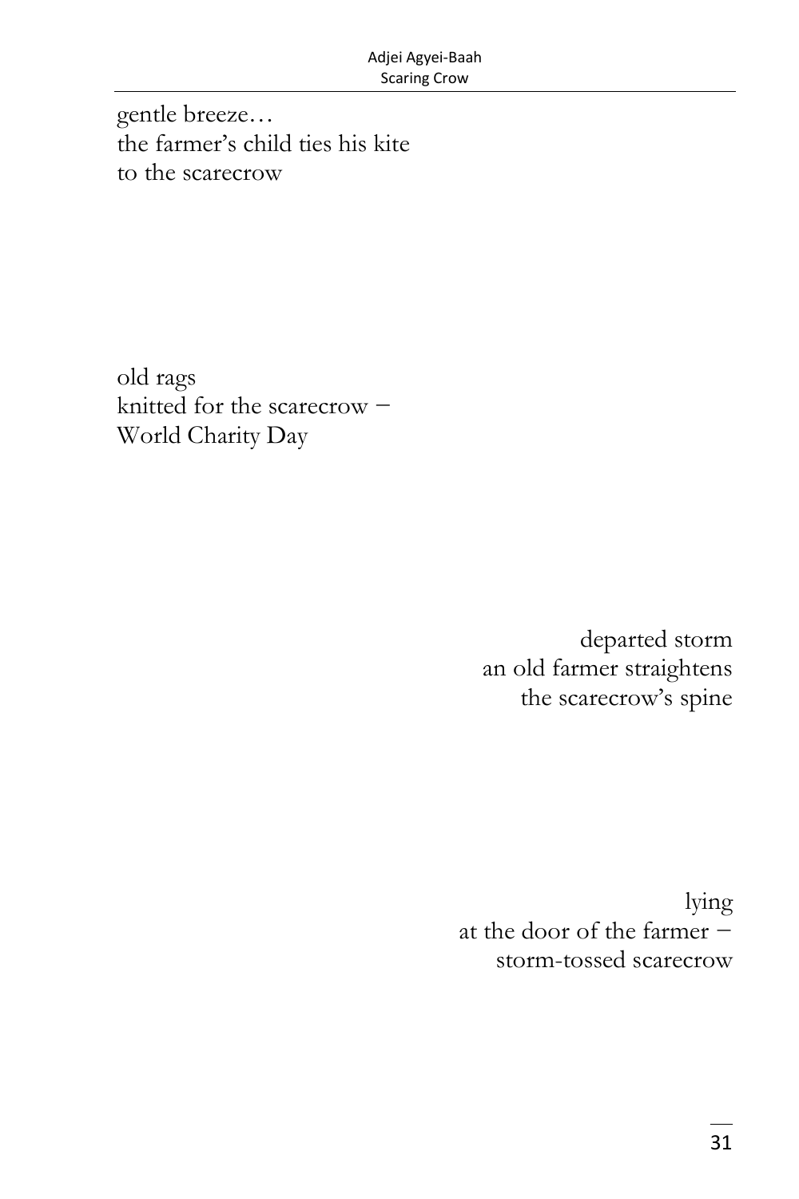gentle breeze…
the farmer's child ties his kite
to the scarecrow

old rags
knitted for the scarecrow –
World Charity Day

departed storm
an old farmer straightens
the scarecrow's spine

lying
at the door of the farmer –
storm-tossed scarecrow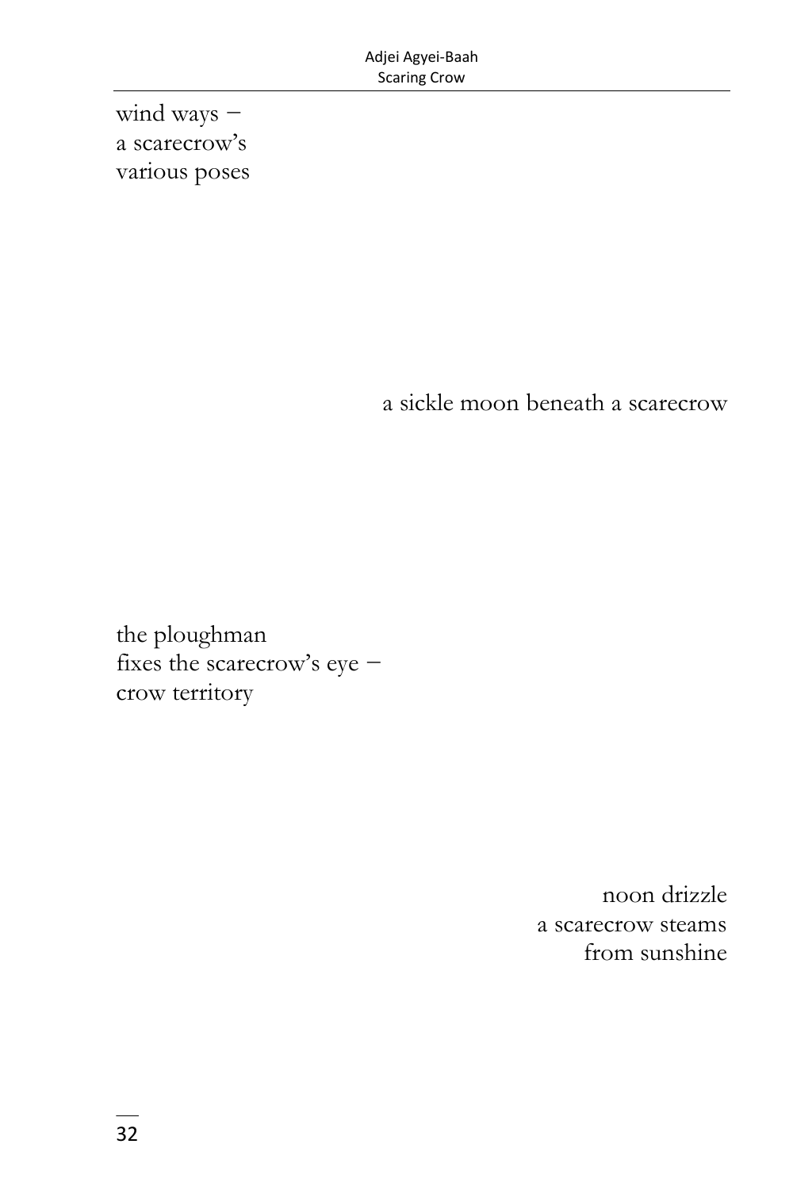wind ways –
a scarecrow's
various poses

a sickle moon beneath a scarecrow

the ploughman
fixes the scarecrow's eye –
crow territory

noon drizzle
a scarecrow steams
from sunshine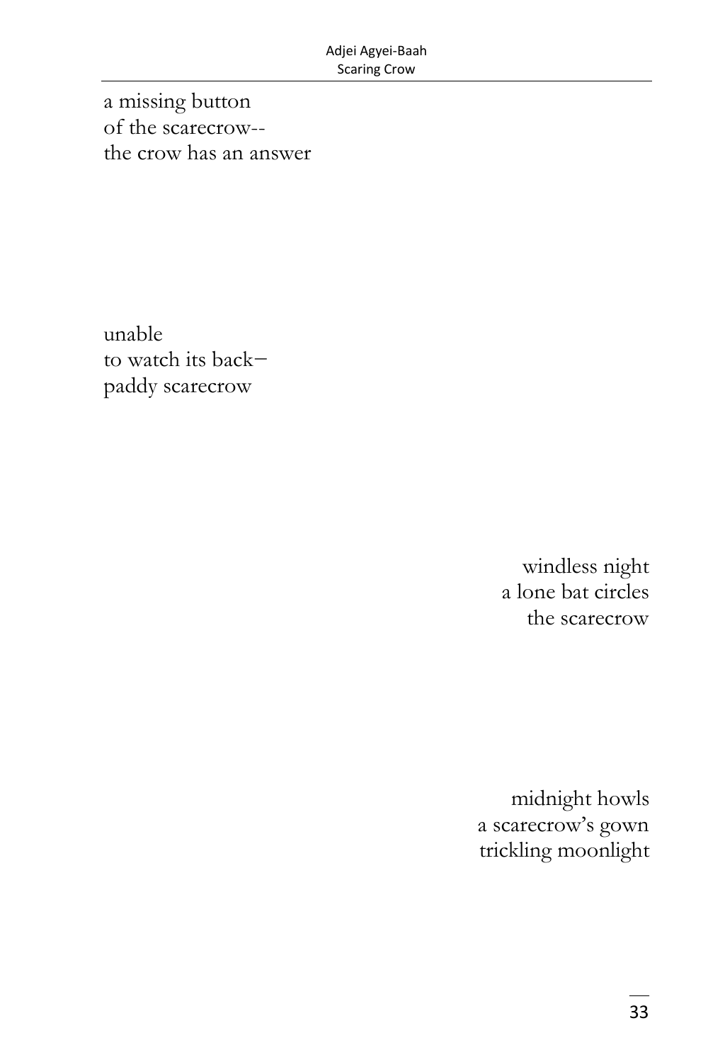a missing button  
of the scarecrow--  
the crow has an answer

unable  
to watch its back–  
paddy scarecrow

windless night  
a lone bat circles  
the scarecrow

midnight howls  
a scarecrow's gown  
trickling moonlight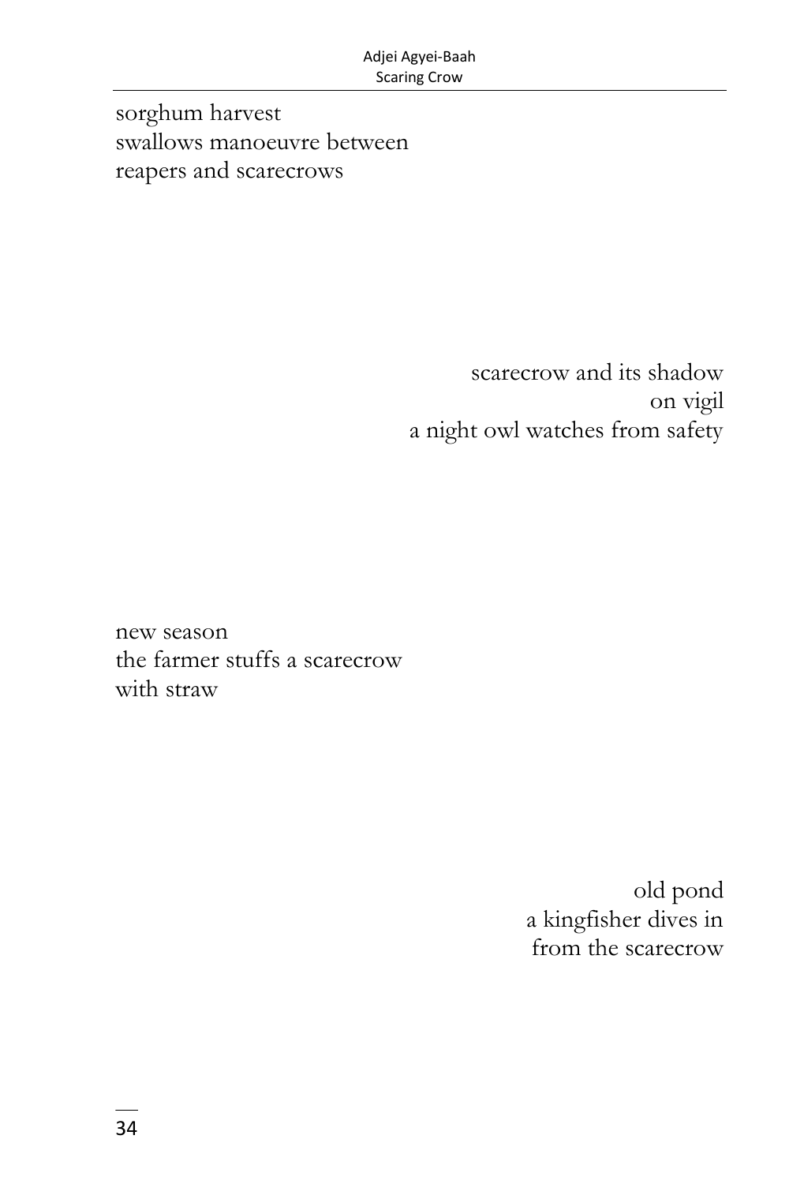sorghum harvest
swallows manoeuvre between
reapers and scarecrows

scarecrow and its shadow
on vigil
a night owl watches from safety

new season
the farmer stuffs a scarecrow
with straw

old pond
a kingfisher dives in
from the scarecrow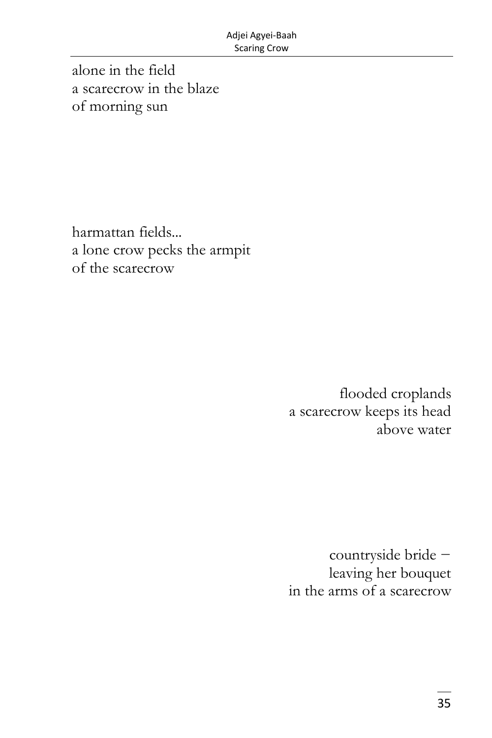alone in the field
a scarecrow in the blaze
of morning sun

harmattan fields...
a lone crow pecks the armpit
of the scarecrow

flooded croplands
a scarecrow keeps its head
above water

countryside bride –
leaving her bouquet
in the arms of a scarecrow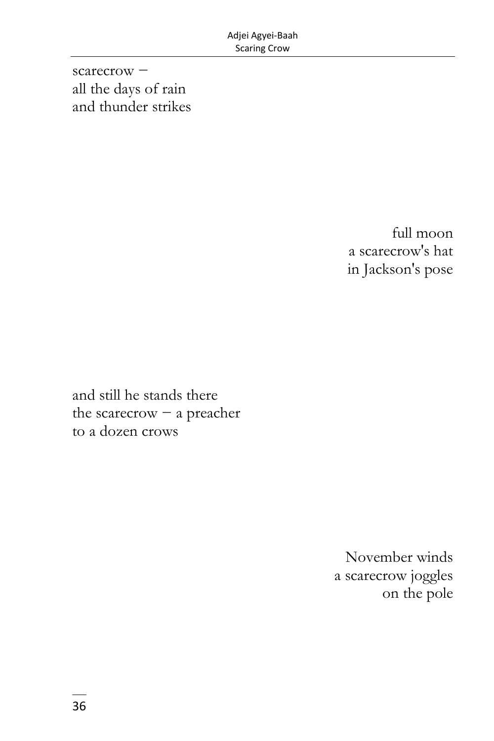scarecrow –
all the days of rain
and thunder strikes

full moon
a scarecrow's hat
in Jackson's pose

and still he stands there
the scarecrow – a preacher
to a dozen crows

November winds
a scarecrow joggles
on the pole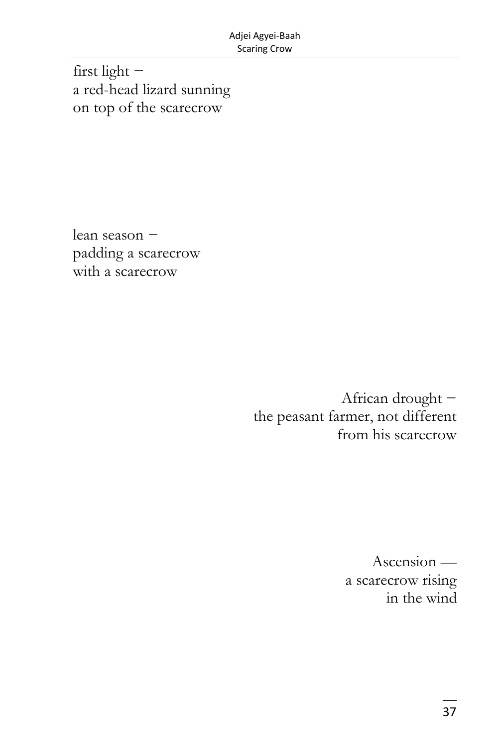first light –  
a red-head lizard sunning  
on top of the scarecrow

lean season –  
padding a scarecrow  
with a scarecrow

African drought –  
the peasant farmer, not different  
from his scarecrow

Ascension —  
a scarecrow rising  
in the wind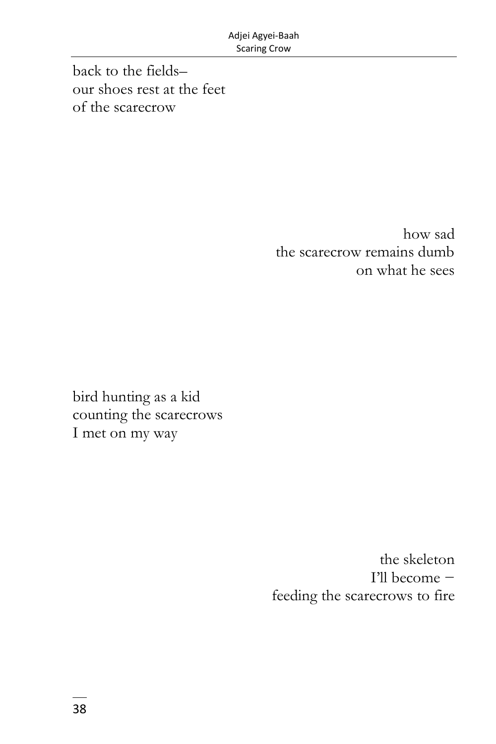back to the fields–  
our shoes rest at the feet  
of the scarecrow

how sad  
the scarecrow remains dumb  
on what he sees

bird hunting as a kid  
counting the scarecrows  
I met on my way

the skeleton  
I'll become –  
feeding the scarecrows to fire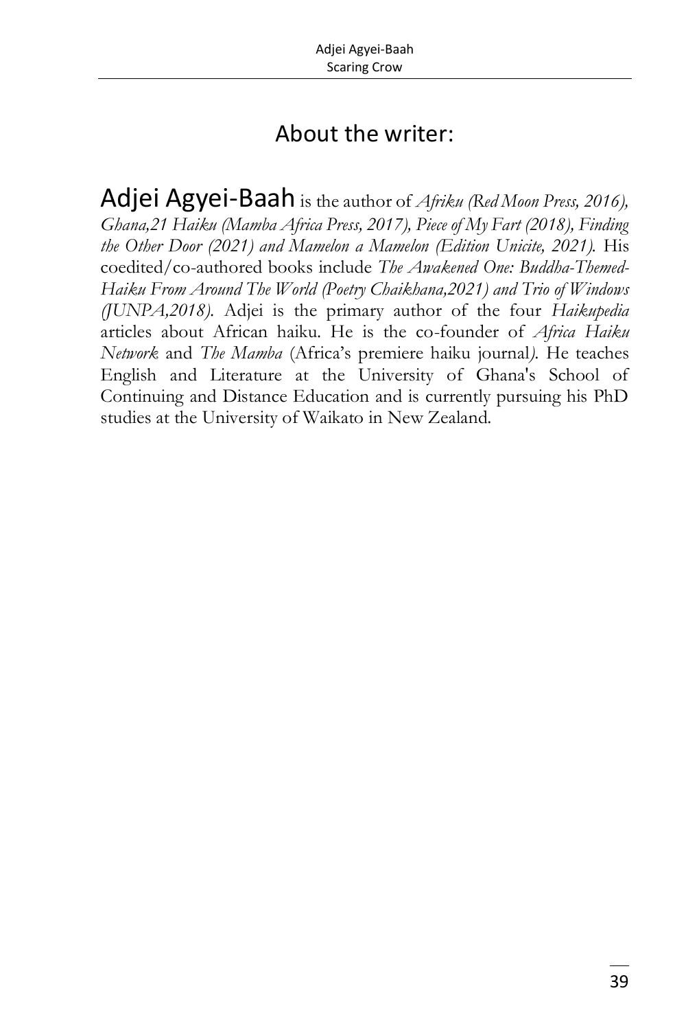## About the writer:

Adjei Agyei-Baah is the author of *Afriku (Red Moon Press, 2016), Ghana,21 Haiku (Mamba Africa Press, 2017), Piece of My Fart (2018), Finding the Other Door (2021) and Mamelon a Mamelon (Edition Unicite, 2021).* His coedited/co-authored books include *The Awakened One: Buddha-Themed-Haiku From Around The World (Poetry Chaikhana,2021) and Trio of Windows (JUNPA,2018).* Adjei is the primary author of the four *Haikupedia* articles about African haiku. He is the co-founder of *Africa Haiku Network* and *The Mamba* (Africa's premiere haiku journal). He teaches English and Literature at the University of Ghana's School of Continuing and Distance Education and is currently pursuing his PhD studies at the University of Waikato in New Zealand.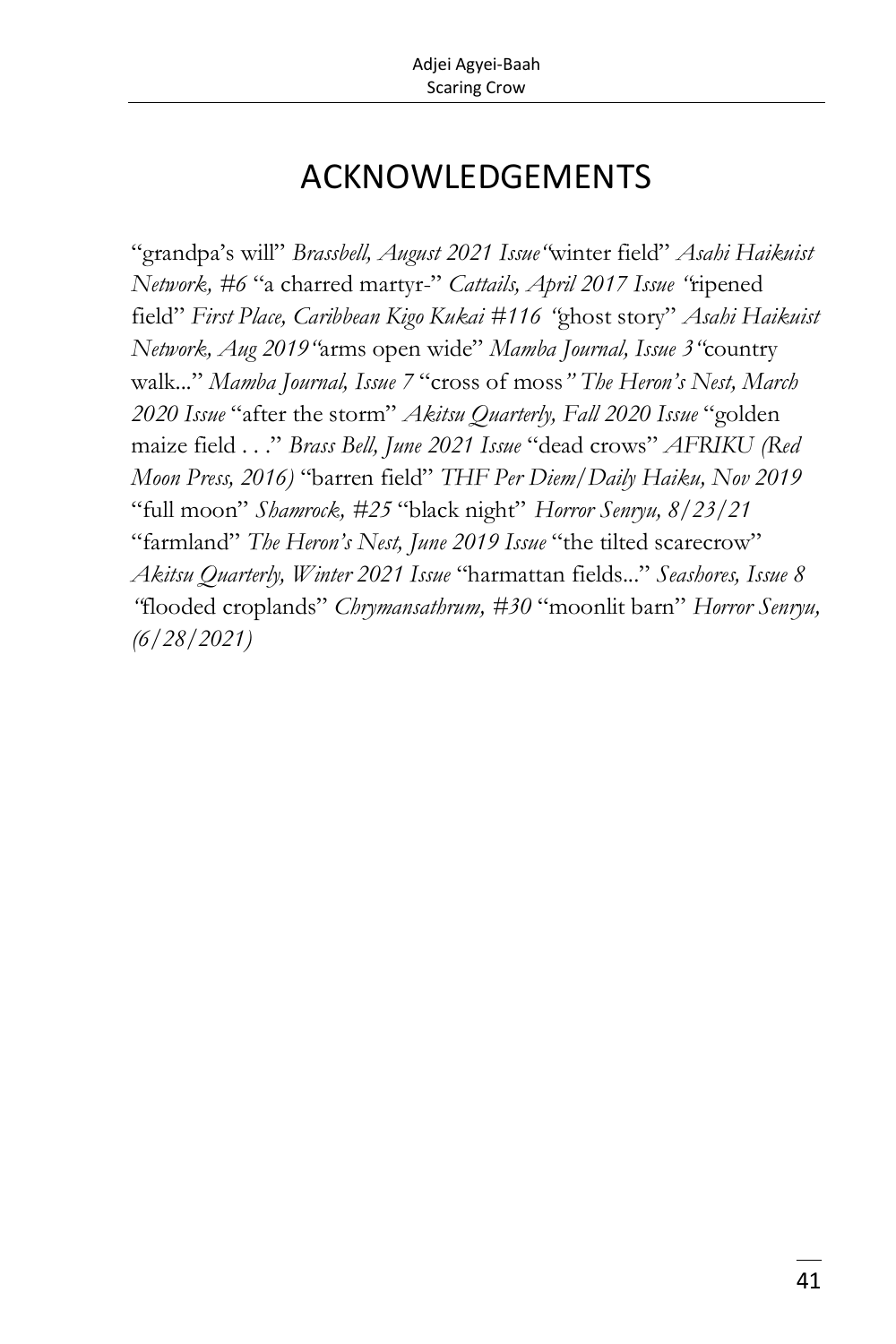# ACKNOWLEDGEMENTS

"grandpa's will" *Brassbell, August 2021 Issue* "winter field" *Asahi Haikuist Network, #6* "a charred martyr-" *Cattails, April 2017 Issue* "ripened field" *First Place, Caribbean Kigo Kukai #116* "ghost story" *Asahi Haikuist Network, Aug 2019* "arms open wide" *Mamba Journal, Issue 3* "country walk..." *Mamba Journal, Issue 7* "cross of moss" *The Heron's Nest, March 2020 Issue* "after the storm" *Akitsu Quarterly, Fall 2020 Issue* "golden maize field . . ." *Brass Bell, June 2021 Issue* "dead crows" *AFRIKU (Red Moon Press, 2016)* "barren field" *THF Per Diem/Daily Haiku, Nov 2019* "full moon" *Shamrock, #25* "black night" *Horror Senryu, 8/23/21* "farmland" *The Heron's Nest, June 2019 Issue* "the tilted scarecrow" *Akitsu Quarterly, Winter 2021 Issue* "harmattan fields..." *Seashores, Issue 8* "flooded croplands" *Chrymansathrum, #30* "moonlit barn" *Horror Senryu, (6/28/2021)*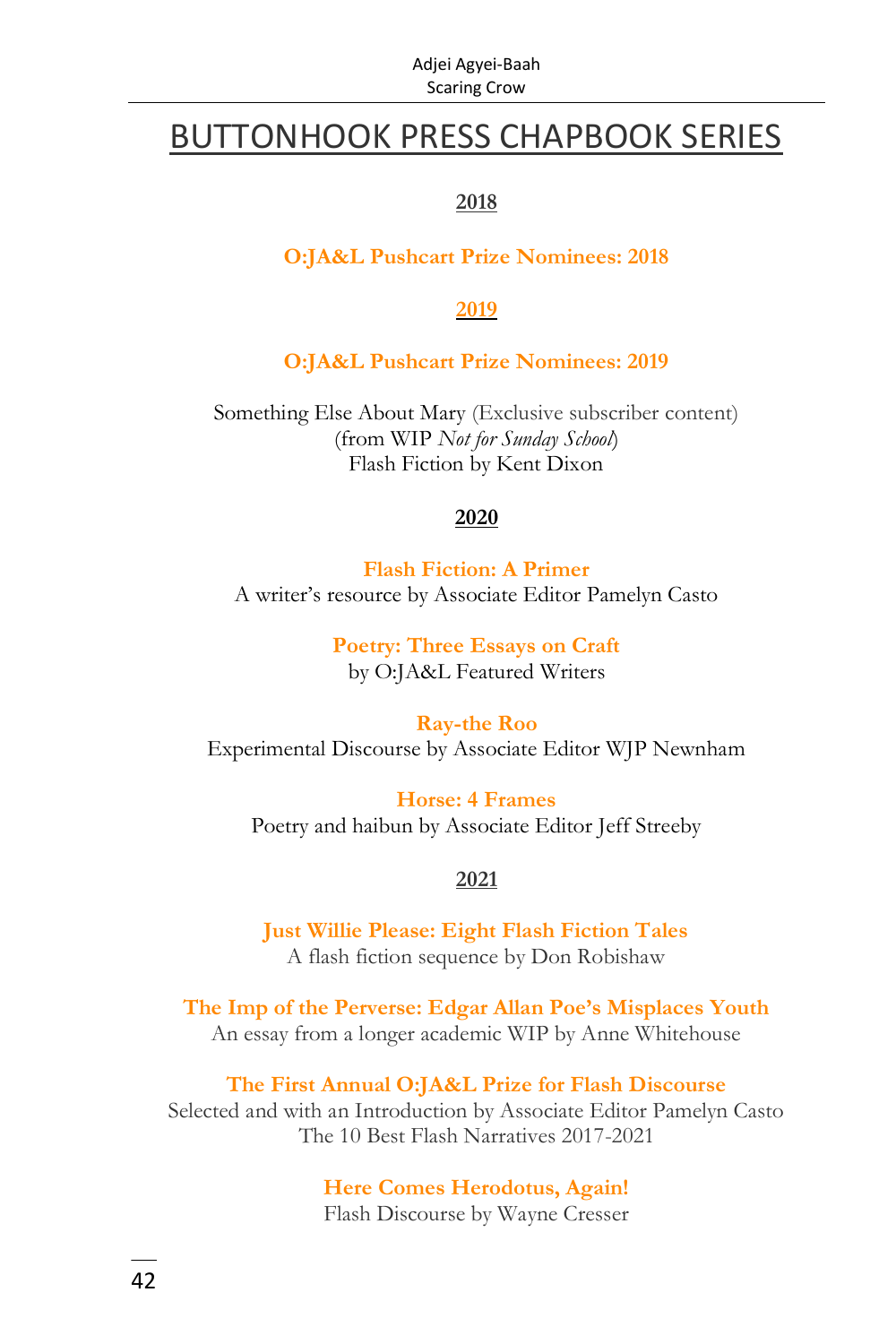# BUTTONHOOK PRESS CHAPBOOK SERIES

**2018**

**O:JA&L Pushcart Prize Nominees: 2018**

**2019**

**O:JA&L Pushcart Prize Nominees: 2019**

Something Else About Mary (Exclusive subscriber content)
(from WIP *Not for Sunday School*)
Flash Fiction by Kent Dixon

**2020**

**Flash Fiction: A Primer**
A writer's resource by Associate Editor Pamelyn Casto

**Poetry: Three Essays on Craft**
by O:JA&L Featured Writers

**Ray-the Roo**
Experimental Discourse by Associate Editor WJP Newnham

**Horse: 4 Frames**
Poetry and haibun by Associate Editor Jeff Streeby

**2021**

**Just Willie Please: Eight Flash Fiction Tales**
A flash fiction sequence by Don Robishaw

**The Imp of the Perverse: Edgar Allan Poe's Misplaces Youth**
An essay from a longer academic WIP by Anne Whitehouse

**The First Annual O:JA&L Prize for Flash Discourse**
Selected and with an Introduction by Associate Editor Pamelyn Casto
The 10 Best Flash Narratives 2017-2021

**Here Comes Herodotus, Again!**
Flash Discourse by Wayne Cresser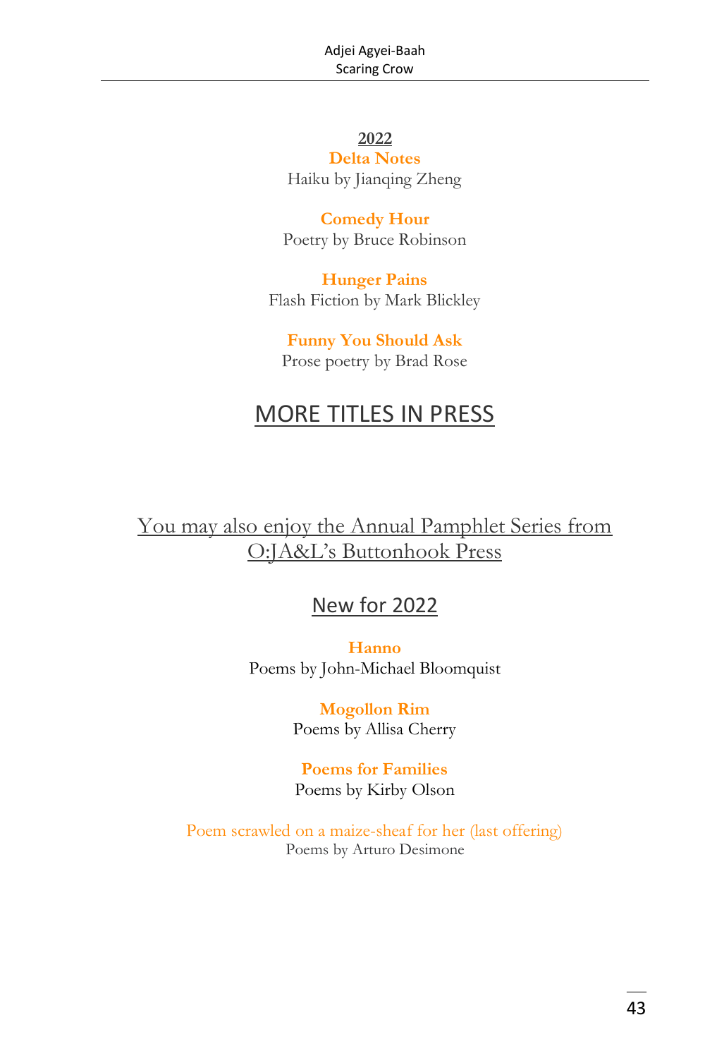**2022**

**Delta Notes**
Haiku by Jianqing Zheng

**Comedy Hour**
Poetry by Bruce Robinson

**Hunger Pains**
Flash Fiction by Mark Blickley

**Funny You Should Ask**
Prose poetry by Brad Rose

## MORE TITLES IN PRESS

You may also enjoy the Annual Pamphlet Series from O:JA&L's Buttonhook Press

## New for 2022

**Hanno**
Poems by John-Michael Bloomquist

**Mogollon Rim**
Poems by Allisa Cherry

**Poems for Families**
Poems by Kirby Olson

Poem scrawled on a maize-sheaf for her (last offering)
Poems by Arturo Desimone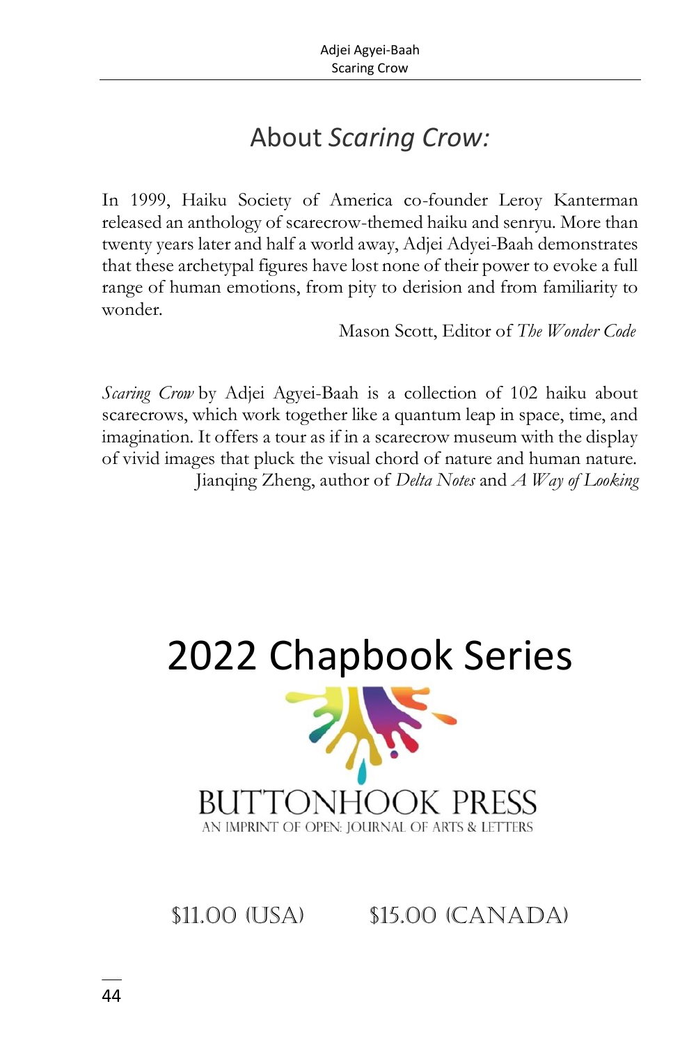## About *Scaring Crow:*

In 1999, Haiku Society of America co-founder Leroy Kanterman released an anthology of scarecrow-themed haiku and senryu. More than twenty years later and half a world away, Adjei Adyei-Baah demonstrates that these archetypal figures have lost none of their power to evoke a full range of human emotions, from pity to derision and from familiarity to wonder.

Mason Scott, Editor of *The Wonder Code*

*Scaring Crow* by Adjei Agyei-Baah is a collection of 102 haiku about scarecrows, which work together like a quantum leap in space, time, and imagination. It offers a tour as if in a scarecrow museum with the display of vivid images that pluck the visual chord of nature and human nature.

Jianqing Zheng, author of *Delta Notes* and *A Way of Looking*

# 2022 Chapbook Series

BUTTONHOOK PRESS

AN IMPRINT OF OPEN: JOURNAL OF ARTS & LETTERS

$11.00 (USA) $15.00 (CANADA)